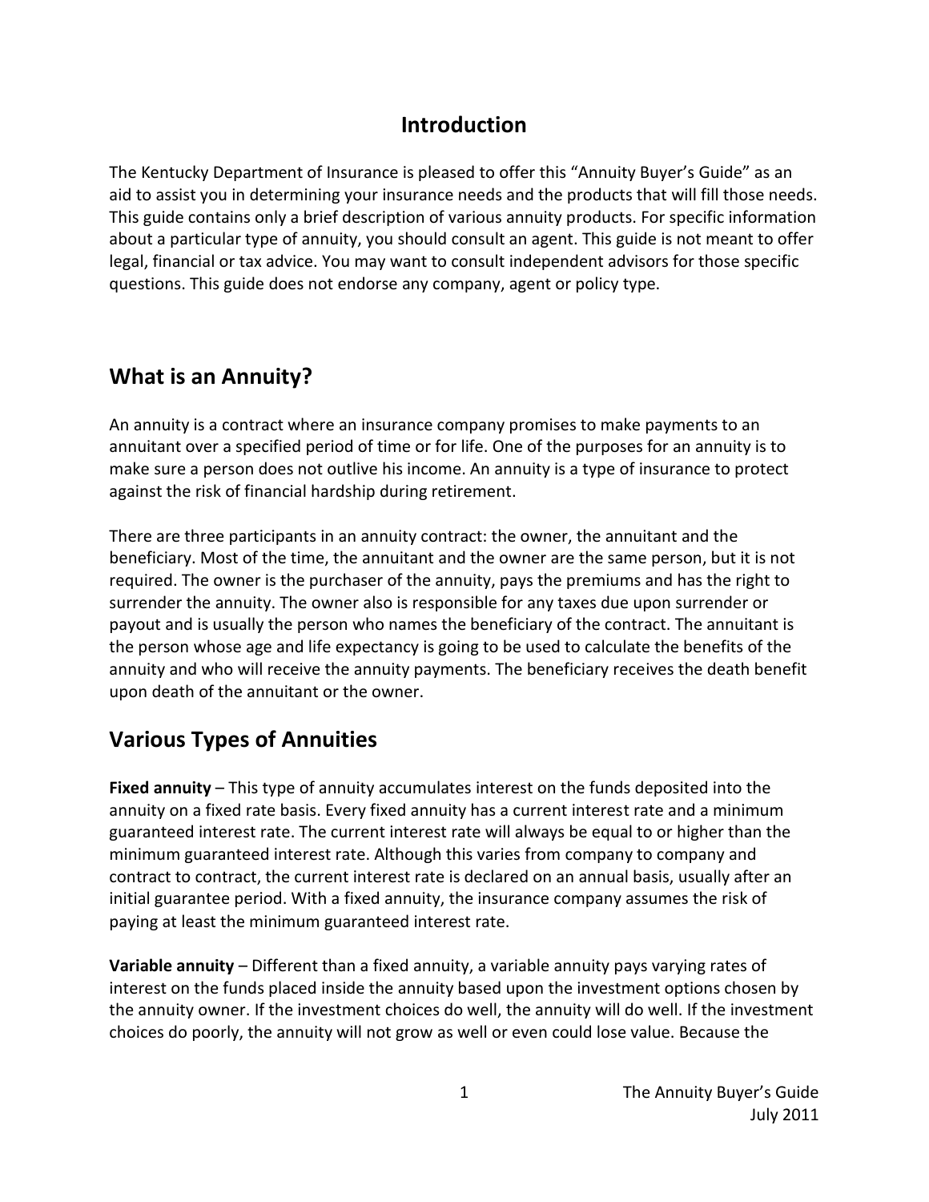## Introduction

The Kentucky Department of Insurance is pleased to offer this "Annuity Buyer's Guide" as an aid to assist you in determining your insurance needs and the products that will fill those needs. This guide contains only a brief description of various annuity products. For specific information about a particular type of annuity, you should consult an agent. This guide is not meant to offer legal, financial or tax advice. You may want to consult independent advisors for those specific questions. This guide does not endorse any company, agent or policy type.

## What is an Annuity?

An annuity is a contract where an insurance company promises to make payments to an annuitant over a specified period of time or for life. One of the purposes for an annuity is to make sure a person does not outlive his income. An annuity is a type of insurance to protect against the risk of financial hardship during retirement.

There are three participants in an annuity contract: the owner, the annuitant and the beneficiary. Most of the time, the annuitant and the owner are the same person, but it is not required. The owner is the purchaser of the annuity, pays the premiums and has the right to surrender the annuity. The owner also is responsible for any taxes due upon surrender or payout and is usually the person who names the beneficiary of the contract. The annuitant is the person whose age and life expectancy is going to be used to calculate the benefits of the annuity and who will receive the annuity payments. The beneficiary receives the death benefit upon death of the annuitant or the owner.

## Various Types of Annuities

**Fixed annuity** – This type of annuity accumulates interest on the funds deposited into the annuity on a fixed rate basis. Every fixed annuity has a current interest rate and a minimum guaranteed interest rate. The current interest rate will always be equal to or higher than the minimum guaranteed interest rate. Although this varies from company to company and contract to contract, the current interest rate is declared on an annual basis, usually after an initial guarantee period. With a fixed annuity, the insurance company assumes the risk of paying at least the minimum guaranteed interest rate.

**Variable annuity** – Different than a fixed annuity, a variable annuity pays varying rates of interest on the funds placed inside the annuity based upon the investment options chosen by the annuity owner. If the investment choices do well, the annuity will do well. If the investment choices do poorly, the annuity will not grow as well or even could lose value. Because the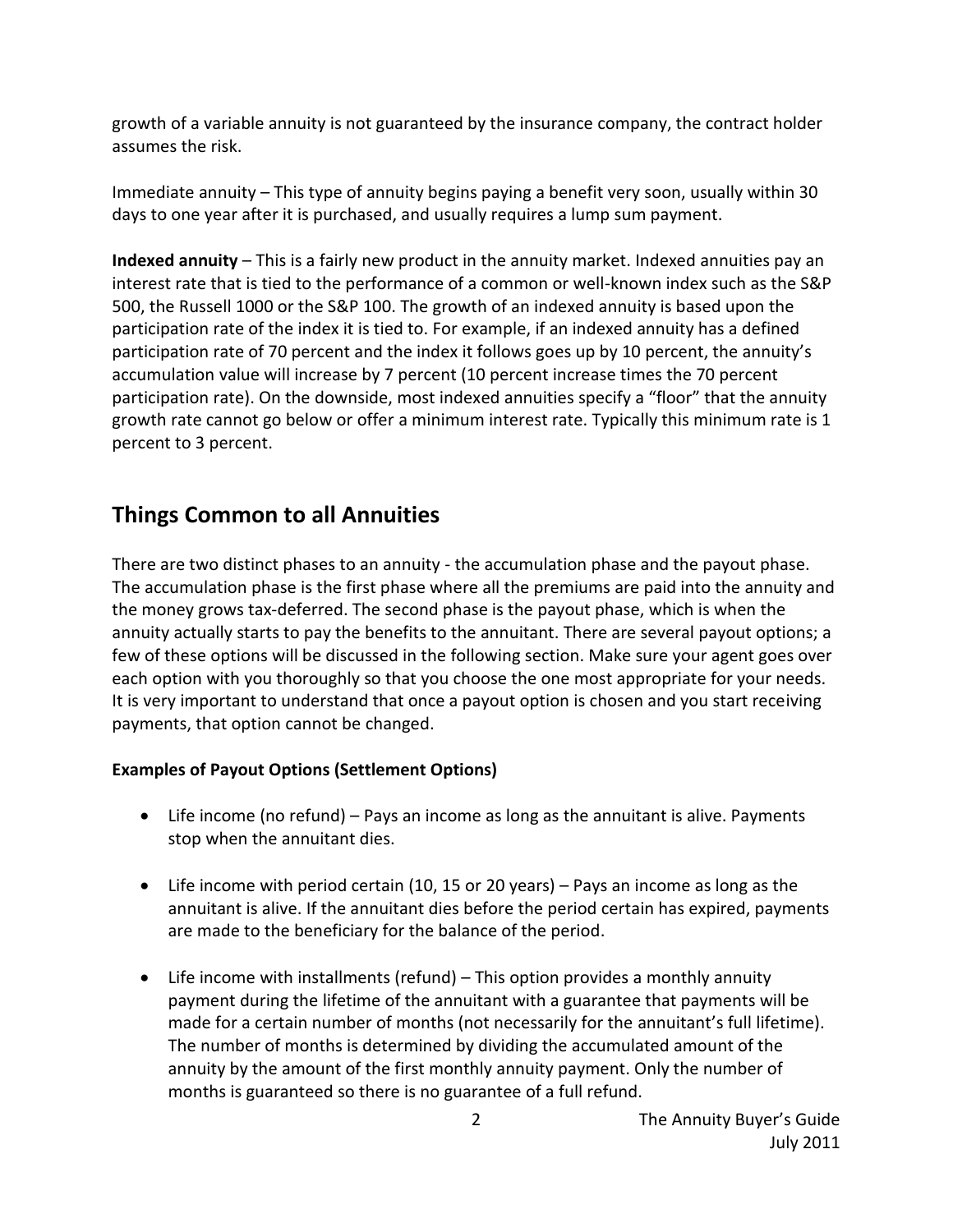growth of a variable annuity is not guaranteed by the insurance company, the contract holder assumes the risk.

Immediate annuity – This type of annuity begins paying a benefit very soon, usually within 30 days to one year after it is purchased, and usually requires a lump sum payment.

**Indexed annuity** – This is a fairly new product in the annuity market. Indexed annuities pay an interest rate that is tied to the performance of a common or well-known index such as the S&P 500, the Russell 1000 or the S&P 100. The growth of an indexed annuity is based upon the participation rate of the index it is tied to. For example, if an indexed annuity has a defined participation rate of 70 percent and the index it follows goes up by 10 percent, the annuity's accumulation value will increase by 7 percent (10 percent increase times the 70 percent participation rate). On the downside, most indexed annuities specify a "floor" that the annuity growth rate cannot go below or offer a minimum interest rate. Typically this minimum rate is 1 percent to 3 percent.

## Things Common to all Annuities

There are two distinct phases to an annuity - the accumulation phase and the payout phase. The accumulation phase is the first phase where all the premiums are paid into the annuity and the money grows tax-deferred. The second phase is the payout phase, which is when the annuity actually starts to pay the benefits to the annuitant. There are several payout options; a few of these options will be discussed in the following section. Make sure your agent goes over each option with you thoroughly so that you choose the one most appropriate for your needs. It is very important to understand that once a payout option is chosen and you start receiving payments, that option cannot be changed.

**Examples of Payout Options (Settlement Options)**

- Life income (no refund) – Pays an income as long as the annuitant is alive. Payments stop when the annuitant dies.

- Life income with period certain (10, 15 or 20 years) – Pays an income as long as the annuitant is alive. If the annuitant dies before the period certain has expired, payments are made to the beneficiary for the balance of the period.

- Life income with installments (refund) – This option provides a monthly annuity payment during the lifetime of the annuitant with a guarantee that payments will be made for a certain number of months (not necessarily for the annuitant's full lifetime). The number of months is determined by dividing the accumulated amount of the annuity by the amount of the first monthly annuity payment. Only the number of months is guaranteed so there is no guarantee of a full refund.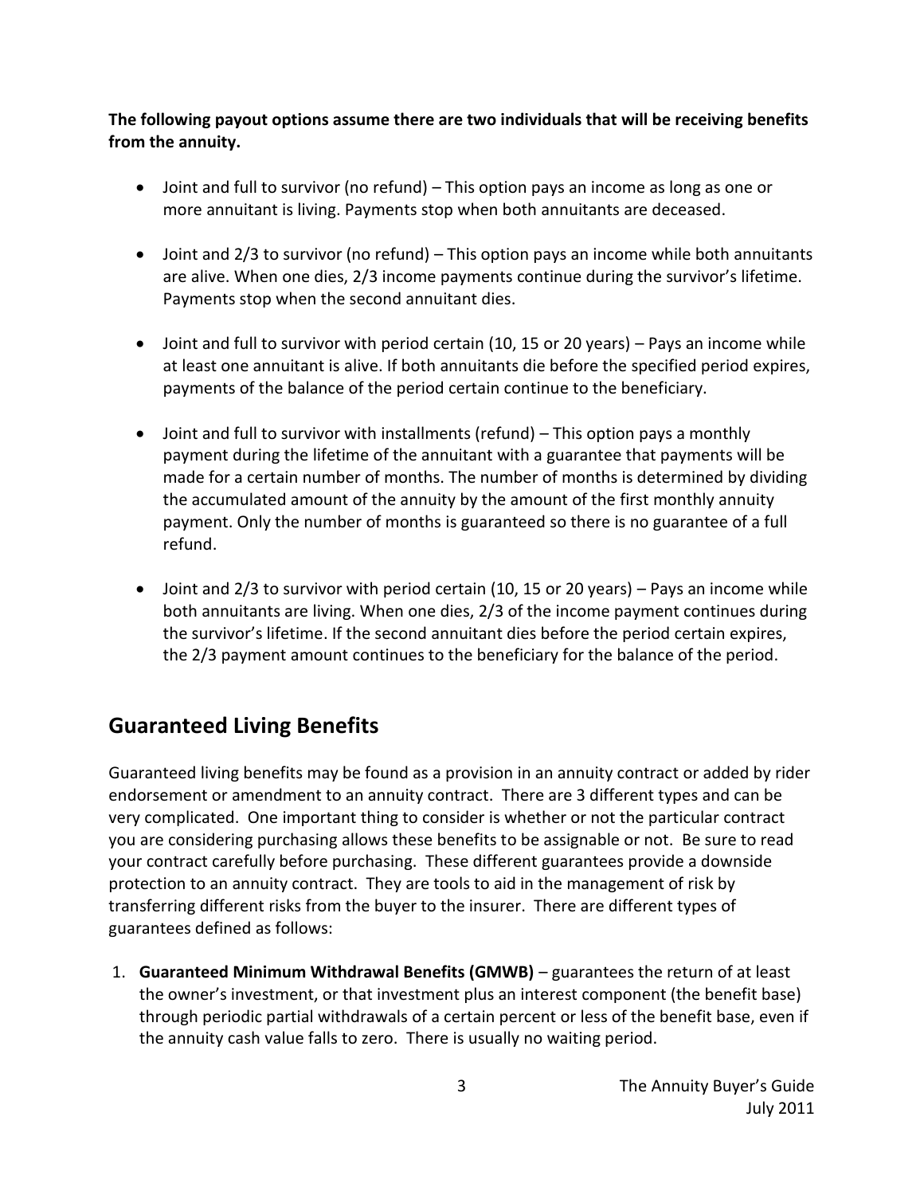**The following payout options assume there are two individuals that will be receiving benefits from the annuity.**

- Joint and full to survivor (no refund) – This option pays an income as long as one or more annuitant is living. Payments stop when both annuitants are deceased.

- Joint and 2/3 to survivor (no refund) – This option pays an income while both annuitants are alive. When one dies, 2/3 income payments continue during the survivor's lifetime. Payments stop when the second annuitant dies.

- Joint and full to survivor with period certain (10, 15 or 20 years) – Pays an income while at least one annuitant is alive. If both annuitants die before the specified period expires, payments of the balance of the period certain continue to the beneficiary.

- Joint and full to survivor with installments (refund) – This option pays a monthly payment during the lifetime of the annuitant with a guarantee that payments will be made for a certain number of months. The number of months is determined by dividing the accumulated amount of the annuity by the amount of the first monthly annuity payment. Only the number of months is guaranteed so there is no guarantee of a full refund.

- Joint and 2/3 to survivor with period certain (10, 15 or 20 years) – Pays an income while both annuitants are living. When one dies, 2/3 of the income payment continues during the survivor's lifetime. If the second annuitant dies before the period certain expires, the 2/3 payment amount continues to the beneficiary for the balance of the period.

## Guaranteed Living Benefits

Guaranteed living benefits may be found as a provision in an annuity contract or added by rider endorsement or amendment to an annuity contract. There are 3 different types and can be very complicated. One important thing to consider is whether or not the particular contract you are considering purchasing allows these benefits to be assignable or not. Be sure to read your contract carefully before purchasing. These different guarantees provide a downside protection to an annuity contract. They are tools to aid in the management of risk by transferring different risks from the buyer to the insurer. There are different types of guarantees defined as follows:

1. **Guaranteed Minimum Withdrawal Benefits (GMWB)** – guarantees the return of at least the owner's investment, or that investment plus an interest component (the benefit base) through periodic partial withdrawals of a certain percent or less of the benefit base, even if the annuity cash value falls to zero. There is usually no waiting period.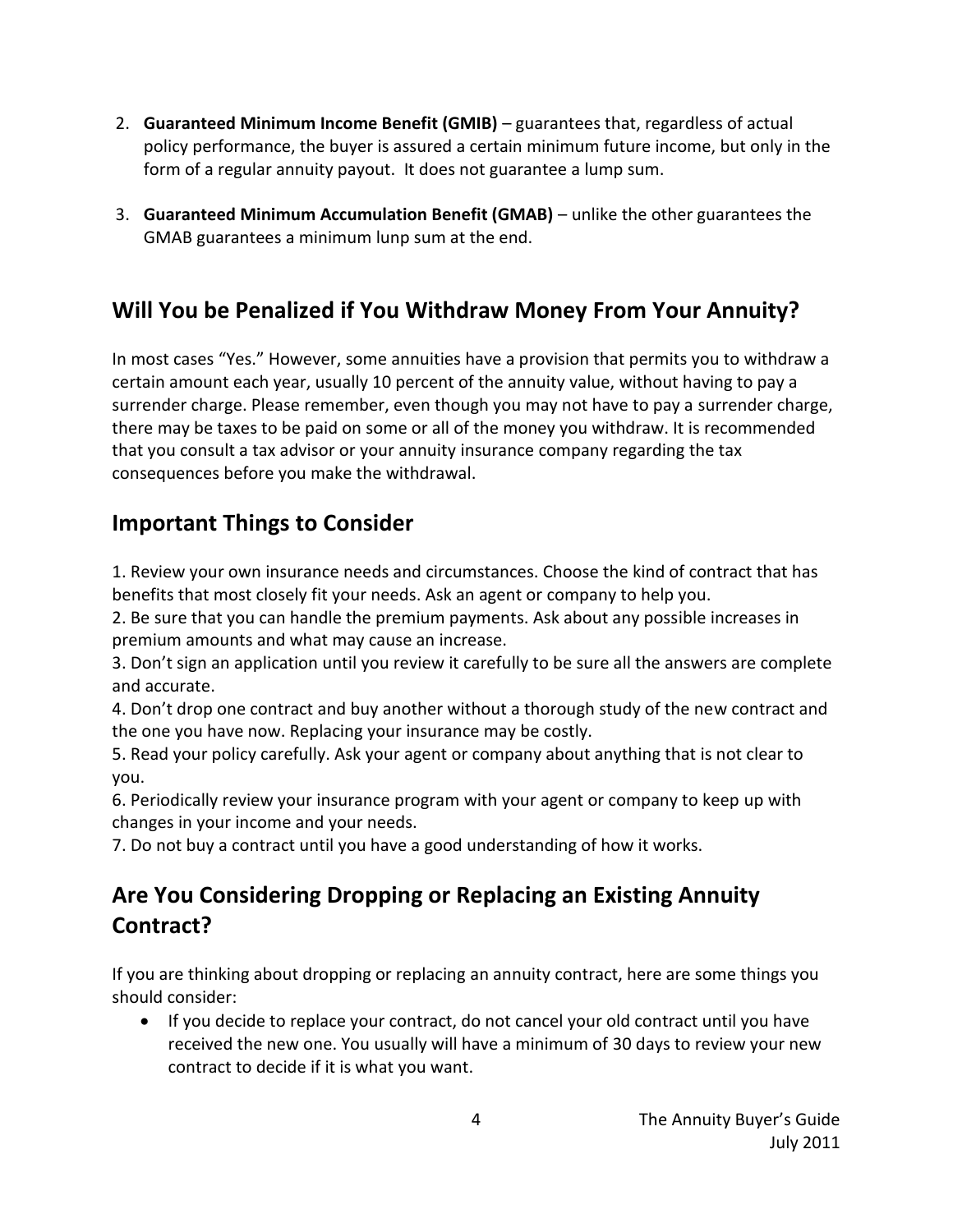2. **Guaranteed Minimum Income Benefit (GMIB)** – guarantees that, regardless of actual policy performance, the buyer is assured a certain minimum future income, but only in the form of a regular annuity payout. It does not guarantee a lump sum.

3. **Guaranteed Minimum Accumulation Benefit (GMAB)** – unlike the other guarantees the GMAB guarantees a minimum lunp sum at the end.

## Will You be Penalized if You Withdraw Money From Your Annuity?

In most cases "Yes." However, some annuities have a provision that permits you to withdraw a certain amount each year, usually 10 percent of the annuity value, without having to pay a surrender charge. Please remember, even though you may not have to pay a surrender charge, there may be taxes to be paid on some or all of the money you withdraw. It is recommended that you consult a tax advisor or your annuity insurance company regarding the tax consequences before you make the withdrawal.

## Important Things to Consider

1. Review your own insurance needs and circumstances. Choose the kind of contract that has benefits that most closely fit your needs. Ask an agent or company to help you.
2. Be sure that you can handle the premium payments. Ask about any possible increases in premium amounts and what may cause an increase.
3. Don't sign an application until you review it carefully to be sure all the answers are complete and accurate.
4. Don't drop one contract and buy another without a thorough study of the new contract and the one you have now. Replacing your insurance may be costly.
5. Read your policy carefully. Ask your agent or company about anything that is not clear to you.
6. Periodically review your insurance program with your agent or company to keep up with changes in your income and your needs.
7. Do not buy a contract until you have a good understanding of how it works.

## Are You Considering Dropping or Replacing an Existing Annuity Contract?

If you are thinking about dropping or replacing an annuity contract, here are some things you should consider:

- If you decide to replace your contract, do not cancel your old contract until you have received the new one. You usually will have a minimum of 30 days to review your new contract to decide if it is what you want.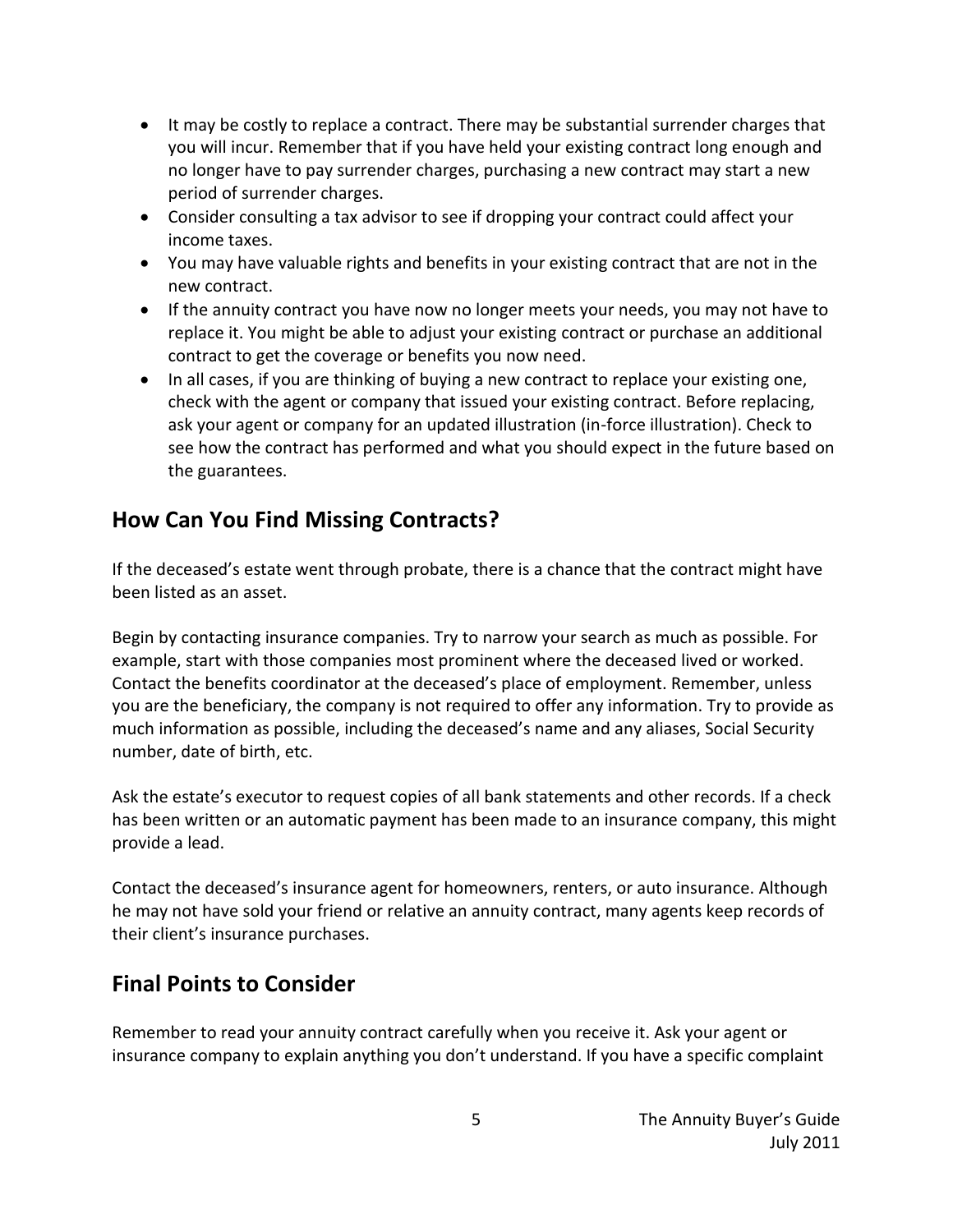- It may be costly to replace a contract. There may be substantial surrender charges that you will incur. Remember that if you have held your existing contract long enough and no longer have to pay surrender charges, purchasing a new contract may start a new period of surrender charges.
- Consider consulting a tax advisor to see if dropping your contract could affect your income taxes.
- You may have valuable rights and benefits in your existing contract that are not in the new contract.
- If the annuity contract you have now no longer meets your needs, you may not have to replace it. You might be able to adjust your existing contract or purchase an additional contract to get the coverage or benefits you now need.
- In all cases, if you are thinking of buying a new contract to replace your existing one, check with the agent or company that issued your existing contract. Before replacing, ask your agent or company for an updated illustration (in-force illustration). Check to see how the contract has performed and what you should expect in the future based on the guarantees.

## How Can You Find Missing Contracts?

If the deceased's estate went through probate, there is a chance that the contract might have been listed as an asset.

Begin by contacting insurance companies. Try to narrow your search as much as possible. For example, start with those companies most prominent where the deceased lived or worked. Contact the benefits coordinator at the deceased's place of employment. Remember, unless you are the beneficiary, the company is not required to offer any information. Try to provide as much information as possible, including the deceased's name and any aliases, Social Security number, date of birth, etc.

Ask the estate's executor to request copies of all bank statements and other records. If a check has been written or an automatic payment has been made to an insurance company, this might provide a lead.

Contact the deceased's insurance agent for homeowners, renters, or auto insurance. Although he may not have sold your friend or relative an annuity contract, many agents keep records of their client's insurance purchases.

## Final Points to Consider

Remember to read your annuity contract carefully when you receive it. Ask your agent or insurance company to explain anything you don't understand. If you have a specific complaint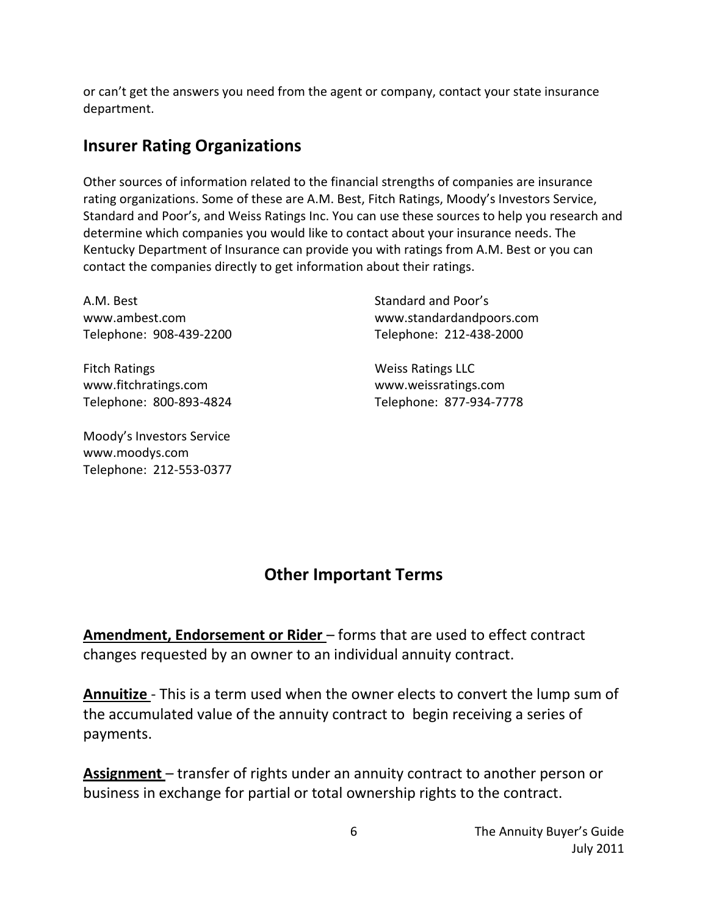or can't get the answers you need from the agent or company, contact your state insurance department.

## Insurer Rating Organizations

Other sources of information related to the financial strengths of companies are insurance rating organizations. Some of these are A.M. Best, Fitch Ratings, Moody's Investors Service, Standard and Poor's, and Weiss Ratings Inc. You can use these sources to help you research and determine which companies you would like to contact about your insurance needs. The Kentucky Department of Insurance can provide you with ratings from A.M. Best or you can contact the companies directly to get information about their ratings.

A.M. Best
www.ambest.com
Telephone: 908-439-2200

Fitch Ratings
www.fitchratings.com
Telephone: 800-893-4824

Moody's Investors Service
www.moodys.com
Telephone: 212-553-0377

Standard and Poor's
www.standardandpoors.com
Telephone: 212-438-2000

Weiss Ratings LLC
www.weissratings.com
Telephone: 877-934-7778

## Other Important Terms

**Amendment, Endorsement or Rider** – forms that are used to effect contract changes requested by an owner to an individual annuity contract.

**Annuitize** - This is a term used when the owner elects to convert the lump sum of the accumulated value of the annuity contract to begin receiving a series of payments.

**Assignment** – transfer of rights under an annuity contract to another person or business in exchange for partial or total ownership rights to the contract.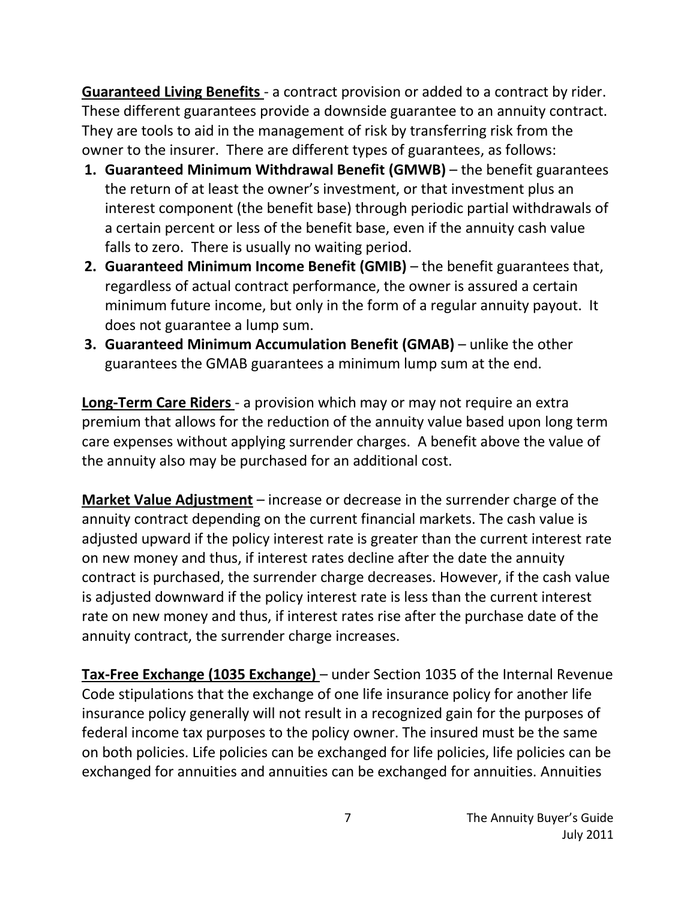**Guaranteed Living Benefits** - a contract provision or added to a contract by rider. These different guarantees provide a downside guarantee to an annuity contract. They are tools to aid in the management of risk by transferring risk from the owner to the insurer. There are different types of guarantees, as follows:

1. **Guaranteed Minimum Withdrawal Benefit (GMWB)** – the benefit guarantees the return of at least the owner's investment, or that investment plus an interest component (the benefit base) through periodic partial withdrawals of a certain percent or less of the benefit base, even if the annuity cash value falls to zero. There is usually no waiting period.
2. **Guaranteed Minimum Income Benefit (GMIB)** – the benefit guarantees that, regardless of actual contract performance, the owner is assured a certain minimum future income, but only in the form of a regular annuity payout. It does not guarantee a lump sum.
3. **Guaranteed Minimum Accumulation Benefit (GMAB)** – unlike the other guarantees the GMAB guarantees a minimum lump sum at the end.

**Long-Term Care Riders** - a provision which may or may not require an extra premium that allows for the reduction of the annuity value based upon long term care expenses without applying surrender charges. A benefit above the value of the annuity also may be purchased for an additional cost.

**Market Value Adjustment** – increase or decrease in the surrender charge of the annuity contract depending on the current financial markets. The cash value is adjusted upward if the policy interest rate is greater than the current interest rate on new money and thus, if interest rates decline after the date the annuity contract is purchased, the surrender charge decreases. However, if the cash value is adjusted downward if the policy interest rate is less than the current interest rate on new money and thus, if interest rates rise after the purchase date of the annuity contract, the surrender charge increases.

**Tax-Free Exchange (1035 Exchange)** – under Section 1035 of the Internal Revenue Code stipulations that the exchange of one life insurance policy for another life insurance policy generally will not result in a recognized gain for the purposes of federal income tax purposes to the policy owner. The insured must be the same on both policies. Life policies can be exchanged for life policies, life policies can be exchanged for annuities and annuities can be exchanged for annuities. Annuities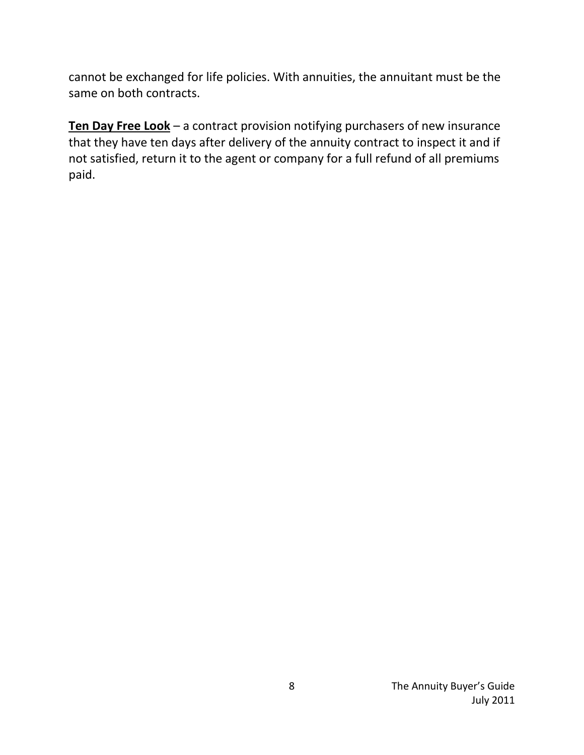cannot be exchanged for life policies. With annuities, the annuitant must be the same on both contracts.

**<u>Ten Day Free Look</u>** – a contract provision notifying purchasers of new insurance that they have ten days after delivery of the annuity contract to inspect it and if not satisfied, return it to the agent or company for a full refund of all premiums paid.